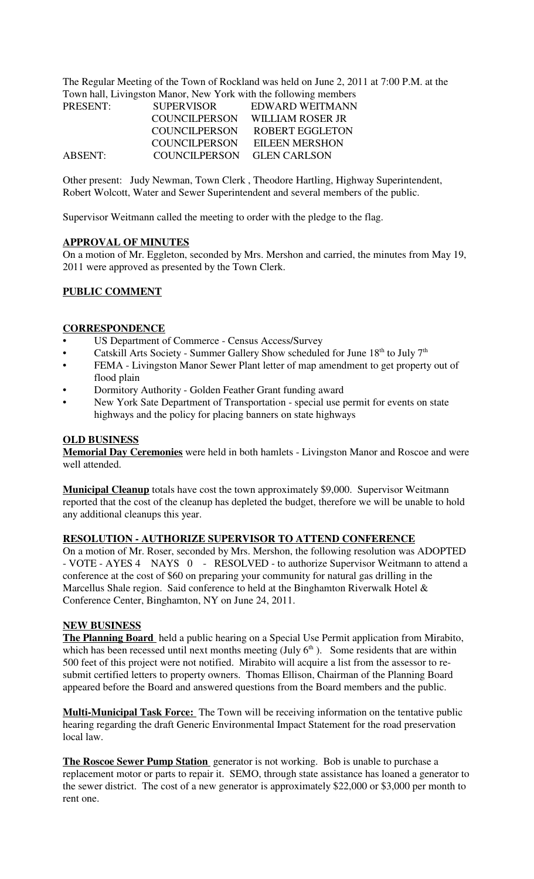The Regular Meeting of the Town of Rockland was held on June 2, 2011 at 7:00 P.M. at the Town hall, Livingston Manor, New York with the following members

| | | |
|---|---|---|
| PRESENT: | SUPERVISOR | EDWARD WEITMANN |
| | COUNCILPERSON | WILLIAM ROSER JR |
| | COUNCILPERSON | ROBERT EGGLETON |
| | COUNCILPERSON | EILEEN MERSHON |
| ABSENT: | COUNCILPERSON | GLEN CARLSON |

Other present: Judy Newman, Town Clerk , Theodore Hartling, Highway Superintendent, Robert Wolcott, Water and Sewer Superintendent and several members of the public.

Supervisor Weitmann called the meeting to order with the pledge to the flag.

**APPROVAL OF MINUTES**

On a motion of Mr. Eggleton, seconded by Mrs. Mershon and carried, the minutes from May 19, 2011 were approved as presented by the Town Clerk.

**PUBLIC COMMENT**

**CORRESPONDENCE**

- US Department of Commerce - Census Access/Survey
- Catskill Arts Society - Summer Gallery Show scheduled for June 18th to July 7th
- FEMA - Livingston Manor Sewer Plant letter of map amendment to get property out of flood plain
- Dormitory Authority - Golden Feather Grant funding award
- New York Sate Department of Transportation - special use permit for events on state highways and the policy for placing banners on state highways

**OLD BUSINESS**

**Memorial Day Ceremonies** were held in both hamlets - Livingston Manor and Roscoe and were well attended.

**Municipal Cleanup** totals have cost the town approximately $9,000. Supervisor Weitmann reported that the cost of the cleanup has depleted the budget, therefore we will be unable to hold any additional cleanups this year.

**RESOLUTION - AUTHORIZE SUPERVISOR TO ATTEND CONFERENCE**

On a motion of Mr. Roser, seconded by Mrs. Mershon, the following resolution was ADOPTED - VOTE - AYES 4 NAYS 0 - RESOLVED - to authorize Supervisor Weitmann to attend a conference at the cost of $60 on preparing your community for natural gas drilling in the Marcellus Shale region. Said conference to held at the Binghamton Riverwalk Hotel & Conference Center, Binghamton, NY on June 24, 2011.

**NEW BUSINESS**

**The Planning Board** held a public hearing on a Special Use Permit application from Mirabito, which has been recessed until next months meeting (July 6th ). Some residents that are within 500 feet of this project were not notified. Mirabito will acquire a list from the assessor to re-submit certified letters to property owners. Thomas Ellison, Chairman of the Planning Board appeared before the Board and answered questions from the Board members and the public.

**Multi-Municipal Task Force:** The Town will be receiving information on the tentative public hearing regarding the draft Generic Environmental Impact Statement for the road preservation local law.

**The Roscoe Sewer Pump Station** generator is not working. Bob is unable to purchase a replacement motor or parts to repair it. SEMO, through state assistance has loaned a generator to the sewer district. The cost of a new generator is approximately $22,000 or $3,000 per month to rent one.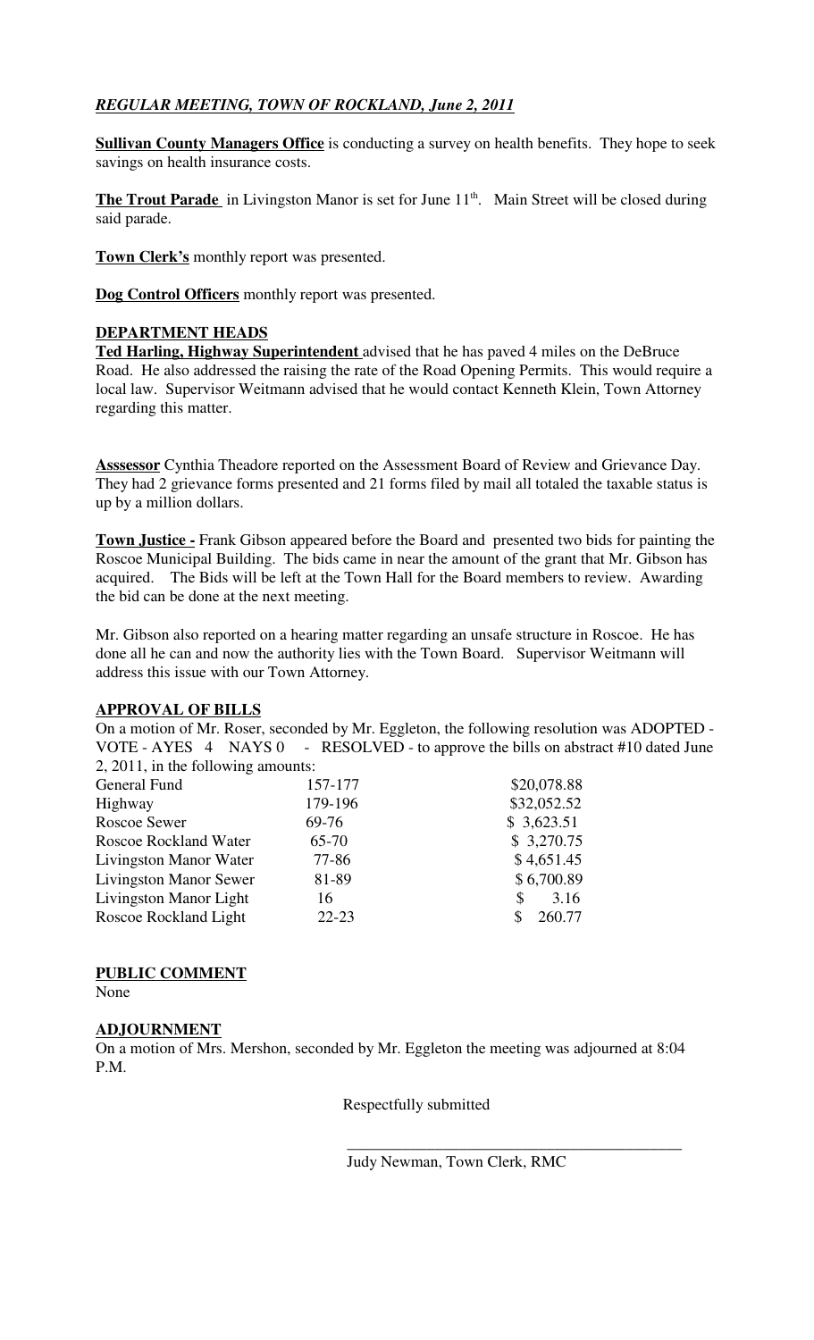***REGULAR MEETING, TOWN OF ROCKLAND, June 2, 2011***

**Sullivan County Managers Office** is conducting a survey on health benefits. They hope to seek savings on health insurance costs.

**The Trout Parade** in Livingston Manor is set for June 11th. Main Street will be closed during said parade.

**Town Clerk's** monthly report was presented.

**Dog Control Officers** monthly report was presented.

**DEPARTMENT HEADS**

**Ted Harling, Highway Superintendent** advised that he has paved 4 miles on the DeBruce Road. He also addressed the raising the rate of the Road Opening Permits. This would require a local law. Supervisor Weitmann advised that he would contact Kenneth Klein, Town Attorney regarding this matter.

**Asssessor** Cynthia Theadore reported on the Assessment Board of Review and Grievance Day. They had 2 grievance forms presented and 21 forms filed by mail all totaled the taxable status is up by a million dollars.

**Town Justice -** Frank Gibson appeared before the Board and presented two bids for painting the Roscoe Municipal Building. The bids came in near the amount of the grant that Mr. Gibson has acquired. The Bids will be left at the Town Hall for the Board members to review. Awarding the bid can be done at the next meeting.

Mr. Gibson also reported on a hearing matter regarding an unsafe structure in Roscoe. He has done all he can and now the authority lies with the Town Board. Supervisor Weitmann will address this issue with our Town Attorney.

**APPROVAL OF BILLS**

On a motion of Mr. Roser, seconded by Mr. Eggleton, the following resolution was ADOPTED - VOTE - AYES 4 NAYS 0 - RESOLVED - to approve the bills on abstract #10 dated June 2, 2011, in the following amounts:

| | | |
|---|---|---|
| General Fund | 157-177 | $20,078.88 |
| Highway | 179-196 | $32,052.52 |
| Roscoe Sewer | 69-76 | $ 3,623.51 |
| Roscoe Rockland Water | 65-70 | $ 3,270.75 |
| Livingston Manor Water | 77-86 | $ 4,651.45 |
| Livingston Manor Sewer | 81-89 | $ 6,700.89 |
| Livingston Manor Light | 16 | $ 3.16 |
| Roscoe Rockland Light | 22-23 | $ 260.77 |

**PUBLIC COMMENT**

None

**ADJOURNMENT**

On a motion of Mrs. Mershon, seconded by Mr. Eggleton the meeting was adjourned at 8:04 P.M.

Respectfully submitted

\_\_\_\_\_\_\_\_\_\_\_\_\_\_\_\_\_\_\_\_\_\_\_\_\_\_\_\_\_\_\_\_\_\_\_\_\_\_\_\_\_\_

Judy Newman, Town Clerk, RMC